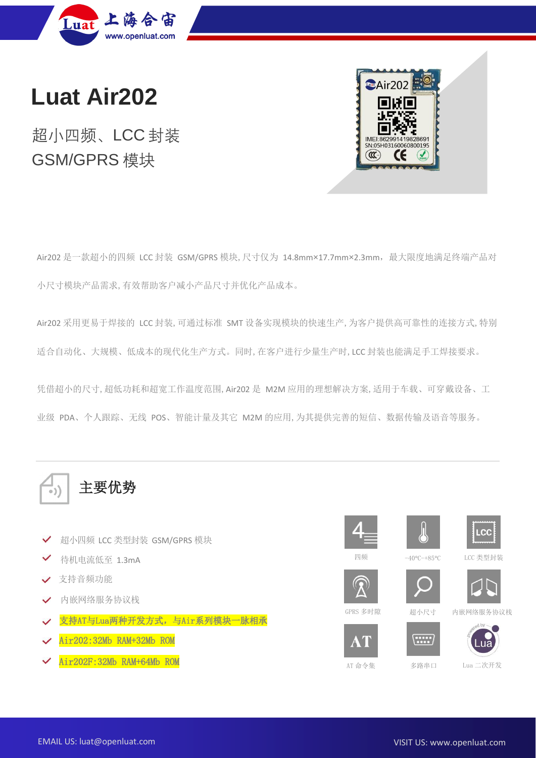# Luat Air202

超小四频、LCC 封装
GSM/GPRS 模块

Air202 是一款超小的四频 LCC 封装 GSM/GPRS 模块, 尺寸仅为 14.8mm×17.7mm×2.3mm，最大限度地满足终端产品对小尺寸模块产品需求, 有效帮助客户减小产品尺寸并优化产品成本。

Air202 采用更易于焊接的 LCC 封装, 可通过标准 SMT 设备实现模块的快速生产, 为客户提供高可靠性的连接方式, 特别适合自动化、大规模、低成本的现代化生产方式。同时, 在客户进行少量生产时, LCC 封装也能满足手工焊接要求。

凭借超小的尺寸, 超低功耗和超宽工作温度范围, Air202 是 M2M 应用的理想解决方案, 适用于车载、可穿戴设备、工业级 PDA、个人跟踪、无线 POS、智能计量及其它 M2M 的应用, 为其提供完善的短信、数据传输及语音等服务。

## 主要优势

- 超小四频 LCC 类型封装 GSM/GPRS 模块
- 待机电流低至 1.3mA
- 支持音频功能
- 内嵌网络服务协议栈
- 支持AT与Lua两种开发方式，与Air系列模块一脉相承
- Air202:32Mb RAM+32Mb ROM
- Air202F:32Mb RAM+64Mb ROM

四频　-40°C~+85°C　LCC 类型封装
GPRS 多时隙　超小尺寸　内嵌网络服务协议栈
AT 命令集　多路串口　Lua 二次开发

EMAIL US: luat@openluat.com　VISIT US: www.openluat.com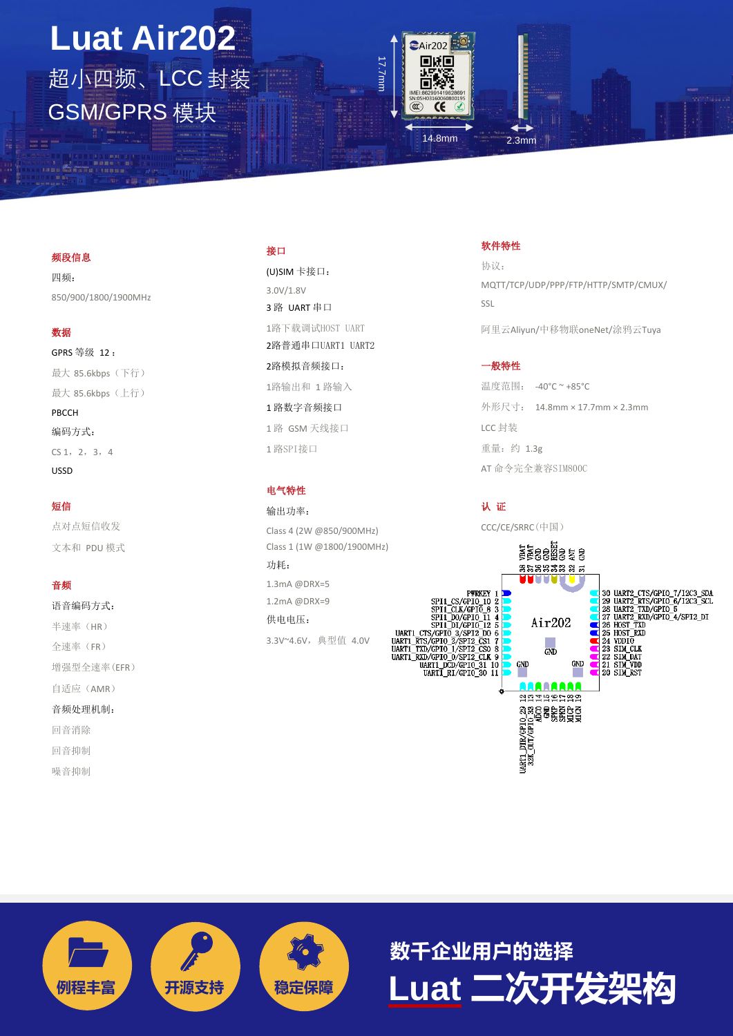# Luat Air202

超小四频、LCC 封装

GSM/GPRS 模块

17.7mm

14.8mm

2.3mm

### 频段信息

四频：

850/900/1800/1900MHz

### 数据

GPRS 等级 12：

最大 85.6kbps（下行）

最大 85.6kbps（上行）

PBCCH

编码方式：

CS 1，2，3，4

USSD

### 短信

点对点短信收发

文本和 PDU 模式

### 音频

语音编码方式：

半速率（HR）

全速率（FR）

增强型全速率（EFR）

自适应（AMR）

音频处理机制：

回音消除

回音抑制

噪音抑制

### 接口

(U)SIM 卡接口：

3.0V/1.8V

3 路 UART 串口

1路下载调试HOST UART

2路普通串口UART1 UART2

2路模拟音频接口：

1路输出和 1 路输入

1 路数字音频接口

1 路 GSM 天线接口

1 路SPI接口

### 电气特性

输出功率：

Class 4 (2W @850/900MHz)

Class 1 (1W @1800/1900MHz)

功耗：

1.3mA @DRX=5

1.2mA @DRX=9

供电电压：

3.3V~4.6V，典型值 4.0V

### 软件特性

协议：

MQTT/TCP/UDP/PPP/FTP/HTTP/SMTP/CMUX/SSL

阿里云Aliyun/中移物联oneNet/涂鸦云Tuya

### 一般特性

温度范围： -40°C ~ +85°C

外形尺寸： 14.8mm × 17.7mm × 2.3mm

LCC 封装

重量：约 1.3g

AT 命令完全兼容SIM800C

### 认 证

CCC/CE/SRRC（中国）

Air202

Top: 38 VBAT, 37 VBAT, 36 GND, 35 GND, 34 RESET, 33 GND, 32 ANT, 31 GND

Left: PWRKEY 1, SPI1_CS/GPIO_10 2, SPI1_CLK/GPIO_8 3, SPI1_DO/GPIO_11 4, SPI1_DI/GPIO_12 5, UART1_CTS/GPIO_3/SPI2_DO 6, UART1_RTS/GPIO_2/SPI2_CS1 7, UART1_TXD/GPIO_1/SPI2_CS0 8, UART1_RXD/GPIO_0/SPI2_CLK 9, UART1_DCD/GPIO_31 10, UART1_RI/GPIO_30 11

Right: 30 UART2_CTS/GPIO_7/I2C3_SDA, 29 UART2_RTS/GPIO_6/I2C3_SCL, 28 UART2_TXD/GPIO_5, 27 UART2_RXD/GPIO_4/SPI2_DI, 26 HOST_TXD, 25 HOST_RXD, 24 VDDIO, 23 SIM_CLK, 22 SIM_DAT, 21 SIM_VDD, 20 SIM_RST

Bottom: 12 UART1_DTR/GPIO_29, 13 32K_OUT/GPIO_28, 14 ADC0, 15 GND, 16 SPKP, 17 SPKN, 18 MICP, 19 MICN

GND GND GND

例程丰富 开源支持 稳定保障

**数千企业用户的选择**

**Luat 二次开发架构**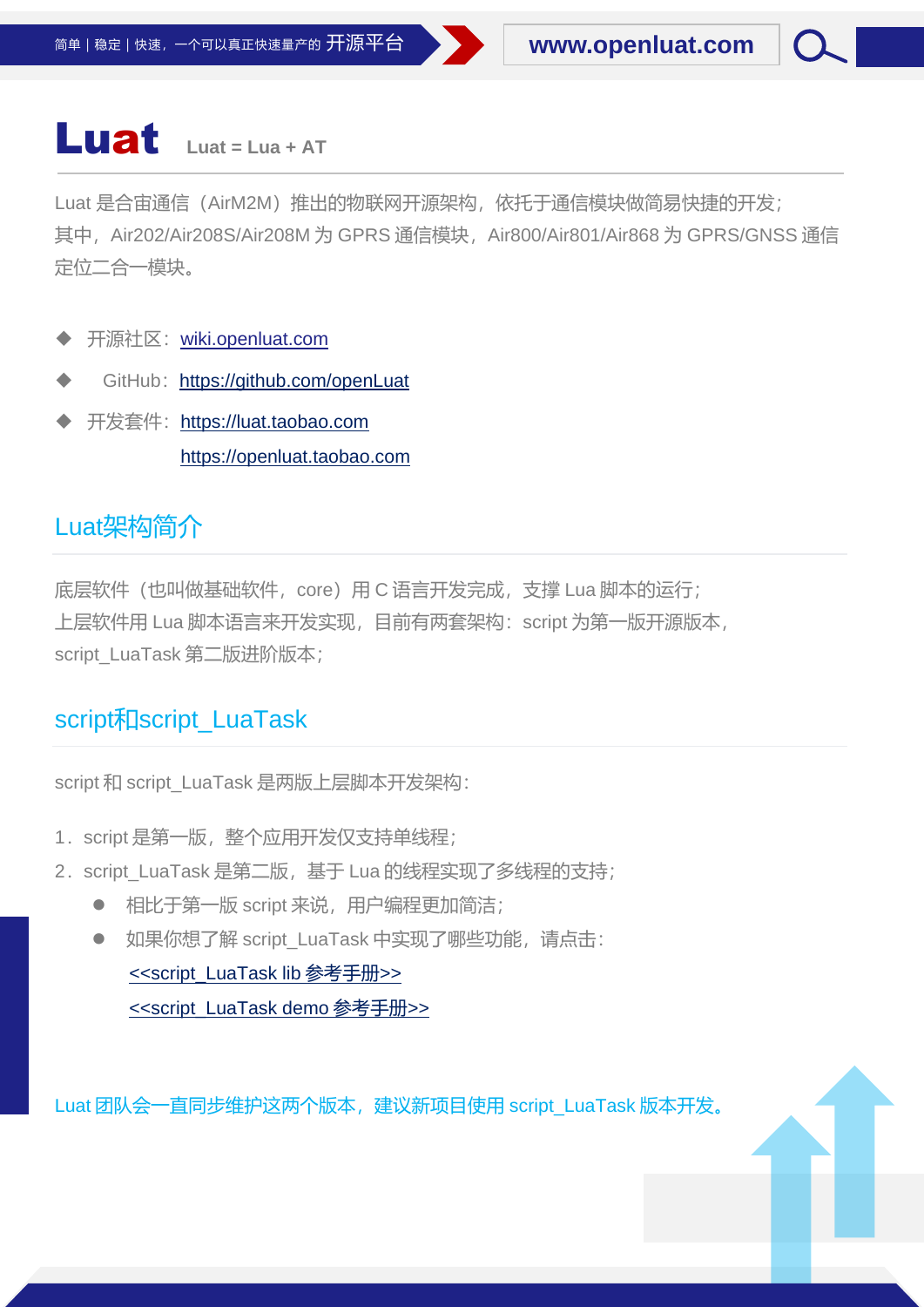# Luat

Luat = Lua + AT

Luat 是合宙通信（AirM2M）推出的物联网开源架构，依托于通信模块做简易快捷的开发；
其中，Air202/Air208S/Air208M 为 GPRS 通信模块，Air800/Air801/Air868 为 GPRS/GNSS 通信定位二合一模块。

- 开源社区：wiki.openluat.com
- GitHub：https://github.com/openLuat
- 开发套件：https://luat.taobao.com
  https://openluat.taobao.com

## Luat架构简介

底层软件（也叫做基础软件，core）用 C 语言开发完成，支撑 Lua 脚本的运行；
上层软件用 Lua 脚本语言来开发实现，目前有两套架构：script 为第一版开源版本，script_LuaTask 第二版进阶版本；

## script和script_LuaTask

script 和 script_LuaTask 是两版上层脚本开发架构：

1. script 是第一版，整个应用开发仅支持单线程；
2. script_LuaTask 是第二版，基于 Lua 的线程实现了多线程的支持；
   - 相比于第一版 script 来说，用户编程更加简洁；
   - 如果你想了解 script_LuaTask 中实现了哪些功能，请点击：
     <<script_LuaTask lib 参考手册>>
     <<script_LuaTask demo 参考手册>>

Luat 团队会一直同步维护这两个版本，建议新项目使用 script_LuaTask 版本开发。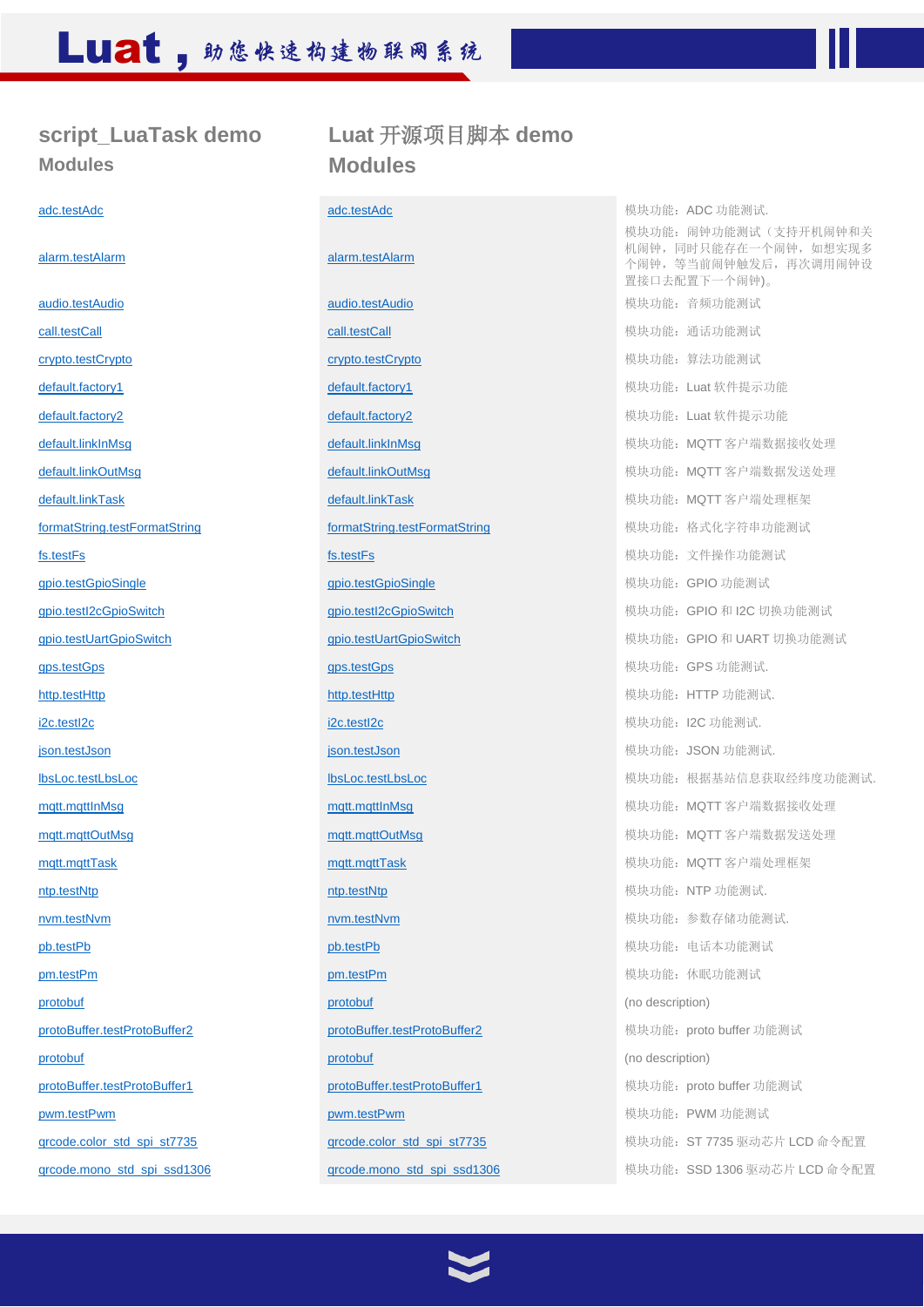## script_LuaTask demo Modules

## Luat 开源项目脚本 demo Modules

| script_LuaTask demo Modules | Luat 开源项目脚本 demo Modules | |
|---|---|---|
| adc.testAdc | adc.testAdc | 模块功能：ADC 功能测试. |
| alarm.testAlarm | alarm.testAlarm | 模块功能：闹钟功能测试（支持开机闹钟和关机闹钟，同时只能存在一个闹钟，如想实现多个闹钟，等当前闹钟触发后，再次调用闹钟设置接口去配置下一个闹钟）。 |
| audio.testAudio | audio.testAudio | 模块功能：音频功能测试 |
| call.testCall | call.testCall | 模块功能：通话功能测试 |
| crypto.testCrypto | crypto.testCrypto | 模块功能：算法功能测试 |
| default.factory1 | default.factory1 | 模块功能：Luat 软件提示功能 |
| default.factory2 | default.factory2 | 模块功能：Luat 软件提示功能 |
| default.linkInMsg | default.linkInMsg | 模块功能：MQTT 客户端数据接收处理 |
| default.linkOutMsg | default.linkOutMsg | 模块功能：MQTT 客户端数据发送处理 |
| default.linkTask | default.linkTask | 模块功能：MQTT 客户端处理框架 |
| formatString.testFormatString | formatString.testFormatString | 模块功能：格式化字符串功能测试 |
| fs.testFs | fs.testFs | 模块功能：文件操作功能测试 |
| gpio.testGpioSingle | gpio.testGpioSingle | 模块功能：GPIO 功能测试 |
| gpio.testI2cGpioSwitch | gpio.testI2cGpioSwitch | 模块功能：GPIO 和 I2C 切换功能测试 |
| gpio.testUartGpioSwitch | gpio.testUartGpioSwitch | 模块功能：GPIO 和 UART 切换功能测试 |
| gps.testGps | gps.testGps | 模块功能：GPS 功能测试. |
| http.testHttp | http.testHttp | 模块功能：HTTP 功能测试. |
| i2c.testI2c | i2c.testI2c | 模块功能：I2C 功能测试. |
| json.testJson | json.testJson | 模块功能：JSON 功能测试. |
| lbsLoc.testLbsLoc | lbsLoc.testLbsLoc | 模块功能：根据基站信息获取经纬度功能测试. |
| mqtt.mqttInMsg | mqtt.mqttInMsg | 模块功能：MQTT 客户端数据接收处理 |
| mqtt.mqttOutMsg | mqtt.mqttOutMsg | 模块功能：MQTT 客户端数据发送处理 |
| mqtt.mqttTask | mqtt.mqttTask | 模块功能：MQTT 客户端处理框架 |
| ntp.testNtp | ntp.testNtp | 模块功能：NTP 功能测试. |
| nvm.testNvm | nvm.testNvm | 模块功能：参数存储功能测试. |
| pb.testPb | pb.testPb | 模块功能：电话本功能测试 |
| pm.testPm | pm.testPm | 模块功能：休眠功能测试 |
| protobuf | protobuf | (no description) |
| protoBuffer.testProtoBuffer2 | protoBuffer.testProtoBuffer2 | 模块功能：proto buffer 功能测试 |
| protobuf | protobuf | (no description) |
| protoBuffer.testProtoBuffer1 | protoBuffer.testProtoBuffer1 | 模块功能：proto buffer 功能测试 |
| pwm.testPwm | pwm.testPwm | 模块功能：PWM 功能测试 |
| qrcode.color_std_spi_st7735 | qrcode.color_std_spi_st7735 | 模块功能：ST 7735 驱动芯片 LCD 命令配置 |
| qrcode.mono_std_spi_ssd1306 | qrcode.mono_std_spi_ssd1306 | 模块功能：SSD 1306 驱动芯片 LCD 命令配置 |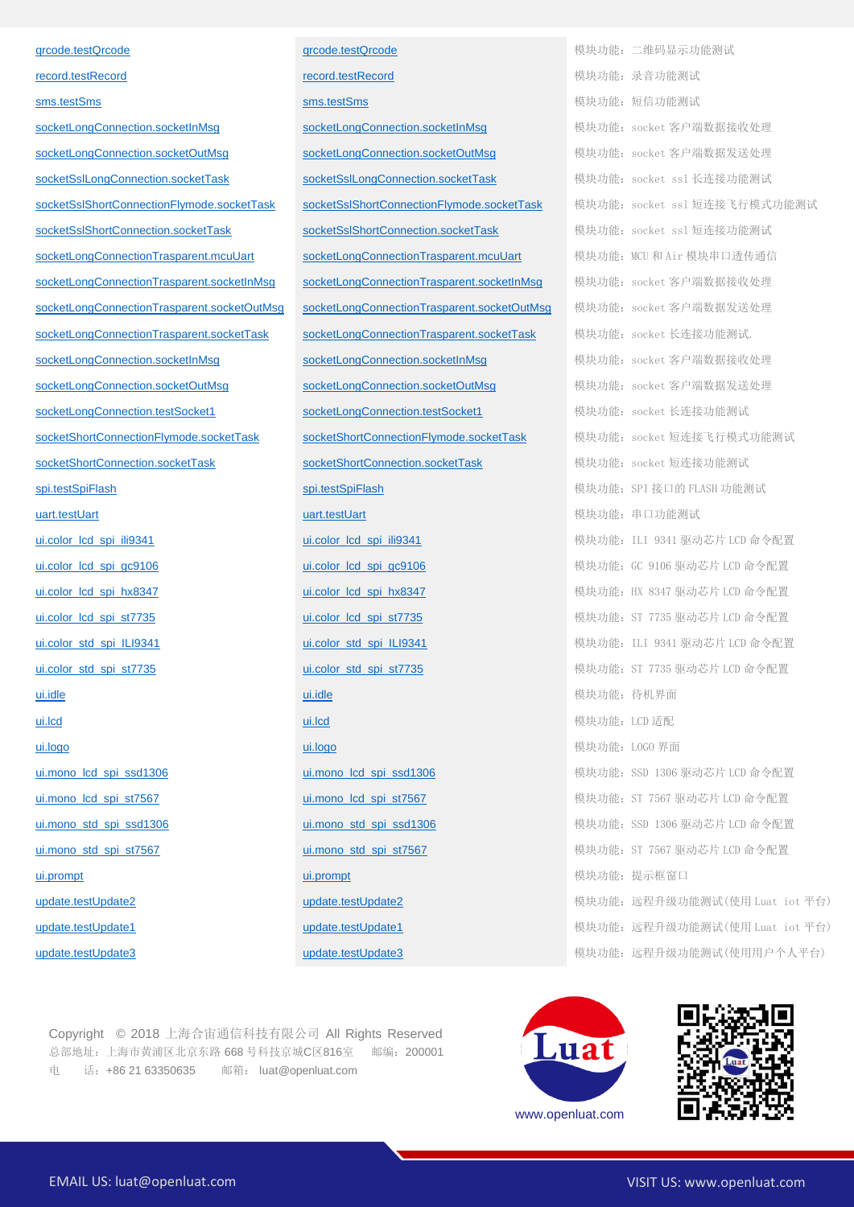| | | |
|---|---|---|
| qrcode.testQrcode | qrcode.testQrcode | 模块功能：二维码显示功能测试 |
| record.testRecord | record.testRecord | 模块功能：录音功能测试 |
| sms.testSms | sms.testSms | 模块功能：短信功能测试 |
| socketLongConnection.socketInMsg | socketLongConnection.socketInMsg | 模块功能：socket 客户端数据接收处理 |
| socketLongConnection.socketOutMsg | socketLongConnection.socketOutMsg | 模块功能：socket 客户端数据发送处理 |
| socketSslLongConnection.socketTask | socketSslLongConnection.socketTask | 模块功能：socket ssl 长连接功能测试 |
| socketSslShortConnectionFlymode.socketTask | socketSslShortConnectionFlymode.socketTask | 模块功能：socket ssl 短连接飞行模式功能测试 |
| socketSslShortConnection.socketTask | socketSslShortConnection.socketTask | 模块功能：socket ssl 短连接功能测试 |
| socketLongConnectionTrasparent.mcuUart | socketLongConnectionTrasparent.mcuUart | 模块功能：MCU 和 Air 模块串口透传通信 |
| socketLongConnectionTrasparent.socketInMsg | socketLongConnectionTrasparent.socketInMsg | 模块功能：socket 客户端数据接收处理 |
| socketLongConnectionTrasparent.socketOutMsg | socketLongConnectionTrasparent.socketOutMsg | 模块功能：socket 客户端数据发送处理 |
| socketLongConnectionTrasparent.socketTask | socketLongConnectionTrasparent.socketTask | 模块功能：socket 长连接功能测试. |
| socketLongConnection.socketInMsg | socketLongConnection.socketInMsg | 模块功能：socket 客户端数据接收处理 |
| socketLongConnection.socketOutMsg | socketLongConnection.socketOutMsg | 模块功能：socket 客户端数据发送处理 |
| socketLongConnection.testSocket1 | socketLongConnection.testSocket1 | 模块功能：socket 长连接功能测试 |
| socketShortConnectionFlymode.socketTask | socketShortConnectionFlymode.socketTask | 模块功能：socket 短连接飞行模式功能测试 |
| socketShortConnection.socketTask | socketShortConnection.socketTask | 模块功能：socket 短连接功能测试 |
| spi.testSpiFlash | spi.testSpiFlash | 模块功能：SPI 接口的 FLASH 功能测试 |
| uart.testUart | uart.testUart | 模块功能：串口功能测试 |
| ui.color_lcd_spi_ili9341 | ui.color_lcd_spi_ili9341 | 模块功能：ILI 9341 驱动芯片 LCD 命令配置 |
| ui.color_lcd_spi_gc9106 | ui.color_lcd_spi_gc9106 | 模块功能：GC 9106 驱动芯片 LCD 命令配置 |
| ui.color_lcd_spi_hx8347 | ui.color_lcd_spi_hx8347 | 模块功能：HX 8347 驱动芯片 LCD 命令配置 |
| ui.color_lcd_spi_st7735 | ui.color_lcd_spi_st7735 | 模块功能：ST 7735 驱动芯片 LCD 命令配置 |
| ui.color_std_spi_ILI9341 | ui.color_std_spi_ILI9341 | 模块功能：ILI 9341 驱动芯片 LCD 命令配置 |
| ui.color_std_spi_st7735 | ui.color_std_spi_st7735 | 模块功能：ST 7735 驱动芯片 LCD 命令配置 |
| ui.idle | ui.idle | 模块功能：待机界面 |
| ui.lcd | ui.lcd | 模块功能：LCD 适配 |
| ui.logo | ui.logo | 模块功能：LOGO 界面 |
| ui.mono_lcd_spi_ssd1306 | ui.mono_lcd_spi_ssd1306 | 模块功能：SSD 1306 驱动芯片 LCD 命令配置 |
| ui.mono_lcd_spi_st7567 | ui.mono_lcd_spi_st7567 | 模块功能：ST 7567 驱动芯片 LCD 命令配置 |
| ui.mono_std_spi_ssd1306 | ui.mono_std_spi_ssd1306 | 模块功能：SSD 1306 驱动芯片 LCD 命令配置 |
| ui.mono_std_spi_st7567 | ui.mono_std_spi_st7567 | 模块功能：ST 7567 驱动芯片 LCD 命令配置 |
| ui.prompt | ui.prompt | 模块功能：提示框窗口 |
| update.testUpdate2 | update.testUpdate2 | 模块功能：远程升级功能测试(使用 Luat iot 平台) |
| update.testUpdate1 | update.testUpdate1 | 模块功能：远程升级功能测试(使用 Luat iot 平台) |
| update.testUpdate3 | update.testUpdate3 | 模块功能：远程升级功能测试(使用用户个人平台) |

Copyright © 2018 上海合宙通信科技有限公司 All Rights Reserved
总部地址：上海市黄浦区北京东路 668 号科技京城C区816室　邮编：200001
电　话：+86 21 63350635　邮箱：luat@openluat.com

www.openluat.com

EMAIL US: luat@openluat.com　VISIT US: www.openluat.com